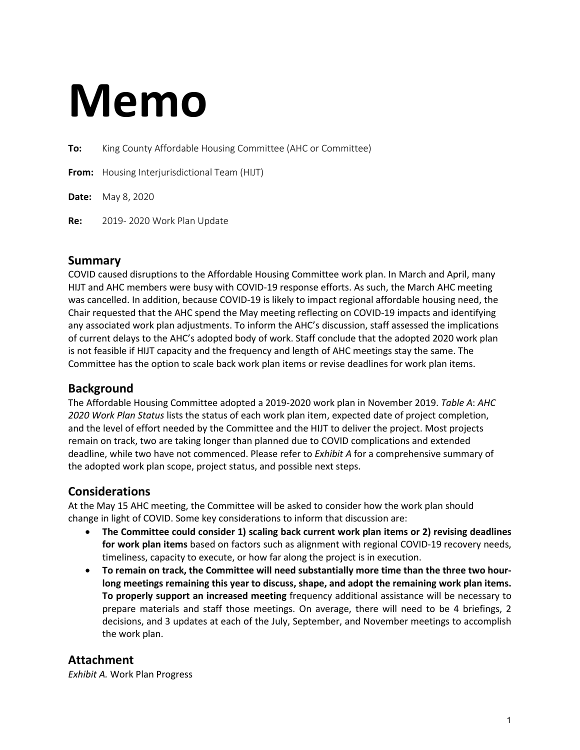# Memo

**To:** King County Affordable Housing Committee (AHC or Committee)

**From:** Housing Interjurisdictional Team (HIJT)

**Date:** May 8, 2020

**Re:** 2019- 2020 Work Plan Update

## Summary

COVID caused disruptions to the Affordable Housing Committee work plan. In March and April, many HIJT and AHC members were busy with COVID-19 response efforts. As such, the March AHC meeting was cancelled. In addition, because COVID-19 is likely to impact regional affordable housing need, the Chair requested that the AHC spend the May meeting reflecting on COVID-19 impacts and identifying any associated work plan adjustments. To inform the AHC's discussion, staff assessed the implications of current delays to the AHC's adopted body of work. Staff conclude that the adopted 2020 work plan is not feasible if HIJT capacity and the frequency and length of AHC meetings stay the same. The Committee has the option to scale back work plan items or revise deadlines for work plan items.

## Background

The Affordable Housing Committee adopted a 2019-2020 work plan in November 2019. *Table A*: *AHC 2020 Work Plan Status* lists the status of each work plan item, expected date of project completion, and the level of effort needed by the Committee and the HIJT to deliver the project. Most projects remain on track, two are taking longer than planned due to COVID complications and extended deadline, while two have not commenced. Please refer to *Exhibit A* for a comprehensive summary of the adopted work plan scope, project status, and possible next steps.

## Considerations

At the May 15 AHC meeting, the Committee will be asked to consider how the work plan should change in light of COVID. Some key considerations to inform that discussion are:

- **The Committee could consider 1) scaling back current work plan items or 2) revising deadlines for work plan items** based on factors such as alignment with regional COVID-19 recovery needs, timeliness, capacity to execute, or how far along the project is in execution.
- **To remain on track, the Committee will need substantially more time than the three two hour-long meetings remaining this year to discuss, shape, and adopt the remaining work plan items. To properly support an increased meeting** frequency additional assistance will be necessary to prepare materials and staff those meetings. On average, there will need to be 4 briefings, 2 decisions, and 3 updates at each of the July, September, and November meetings to accomplish the work plan.

## Attachment

*Exhibit A.* Work Plan Progress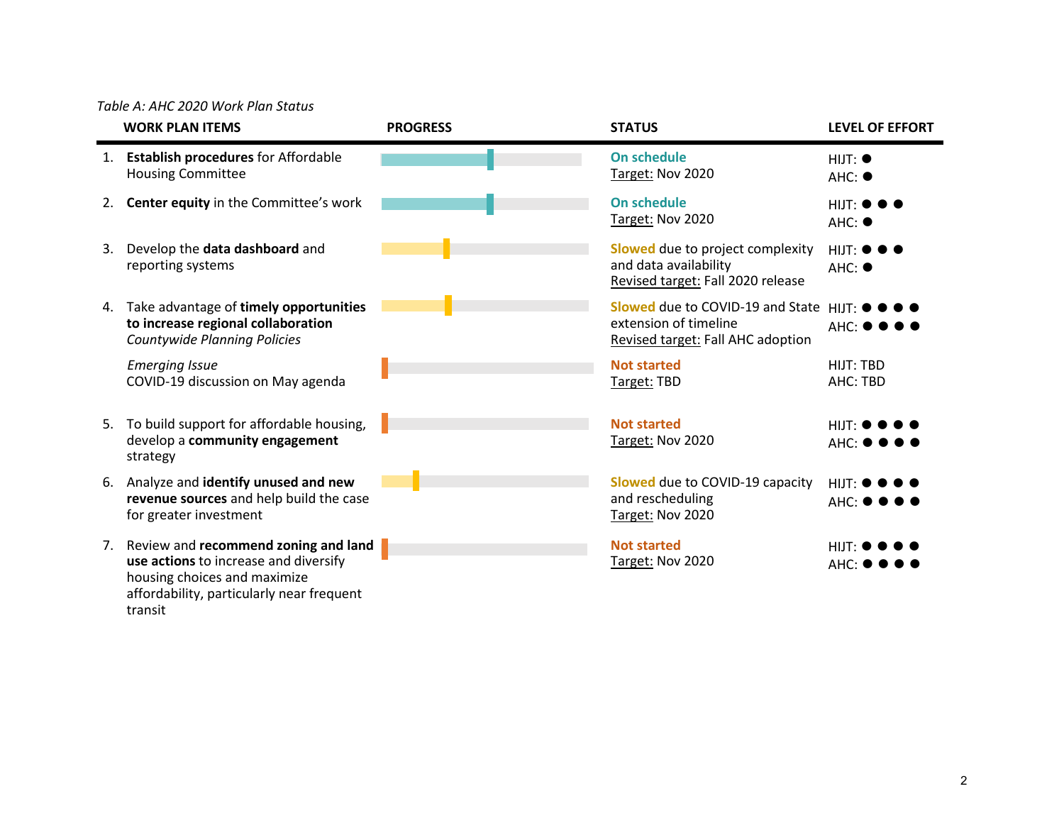*Table A: AHC 2020 Work Plan Status*

| | WORK PLAN ITEMS | PROGRESS | STATUS | LEVEL OF EFFORT |
|---|---|---|---|---|
| 1. | **Establish procedures** for Affordable Housing Committee | | On schedule<br>Target: Nov 2020 | HIJT: ●<br>AHC: ● |
| 2. | **Center equity** in the Committee's work | | On schedule<br>Target: Nov 2020 | HIJT: ● ● ●<br>AHC: ● |
| 3. | Develop the **data dashboard** and reporting systems | | Slowed due to project complexity and data availability<br>Revised target: Fall 2020 release | HIJT: ● ● ●<br>AHC: ● |
| 4. | Take advantage of **timely opportunities to increase regional collaboration**<br>*Countywide Planning Policies* | | Slowed due to COVID-19 and State extension of timeline<br>Revised target: Fall AHC adoption | HIJT: ● ● ● ●<br>AHC: ● ● ● ● |
| | *Emerging Issue*<br>COVID-19 discussion on May agenda | | Not started<br>Target: TBD | HIJT: TBD<br>AHC: TBD |
| 5. | To build support for affordable housing, develop a **community engagement** strategy | | Not started<br>Target: Nov 2020 | HIJT: ● ● ● ●<br>AHC: ● ● ● ● |
| 6. | Analyze and **identify unused and new revenue sources** and help build the case for greater investment | | Slowed due to COVID-19 capacity and rescheduling<br>Target: Nov 2020 | HIJT: ● ● ● ●<br>AHC: ● ● ● ● |
| 7. | Review and **recommend zoning and land use actions** to increase and diversify housing choices and maximize affordability, particularly near frequent transit | | Not started<br>Target: Nov 2020 | HIJT: ● ● ● ●<br>AHC: ● ● ● ● |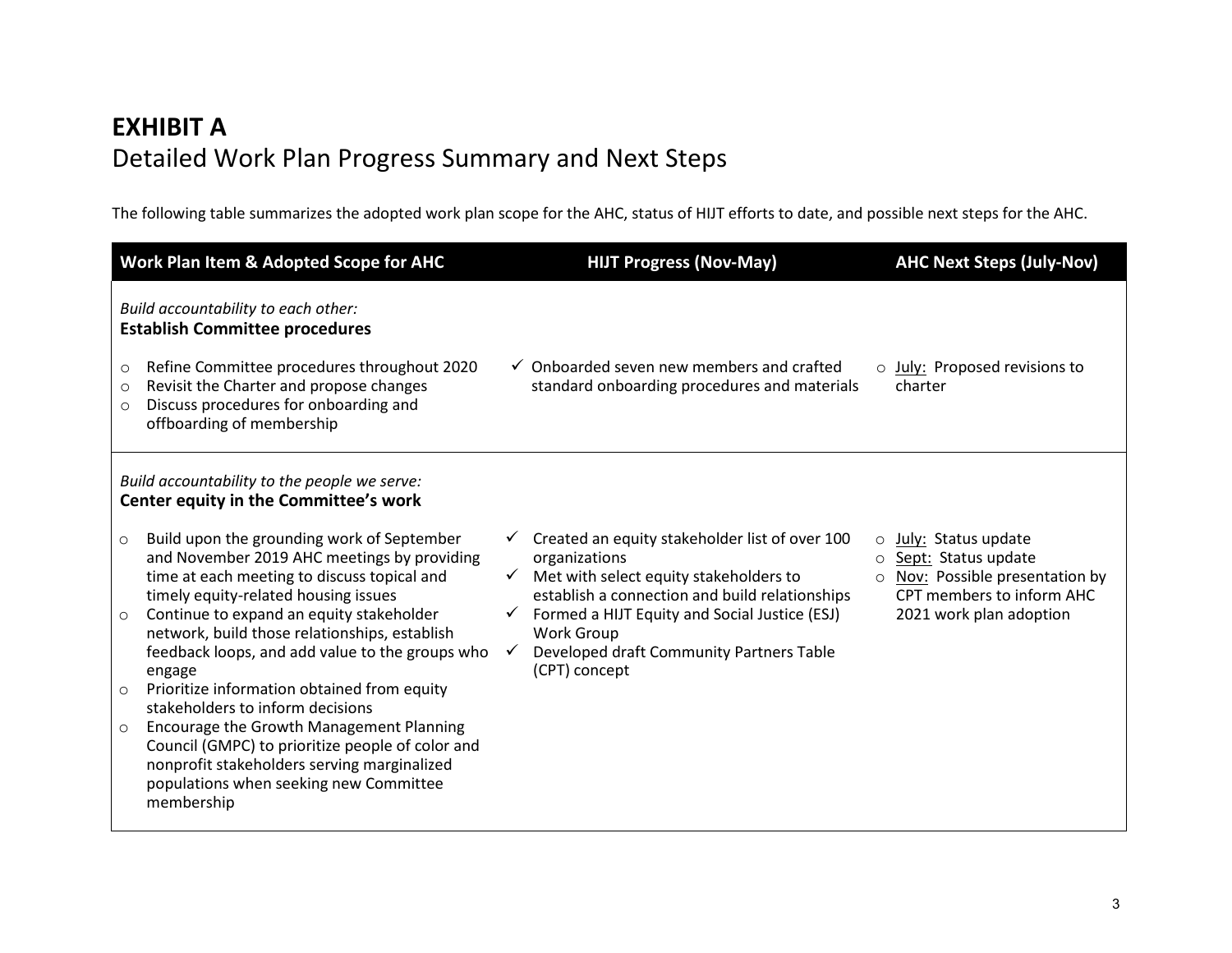# EXHIBIT A

## Detailed Work Plan Progress Summary and Next Steps

The following table summarizes the adopted work plan scope for the AHC, status of HIJT efforts to date, and possible next steps for the AHC.

| Work Plan Item & Adopted Scope for AHC | HIJT Progress (Nov-May) | AHC Next Steps (July-Nov) |
|---|---|---|
| *Build accountability to each other:* **Establish Committee procedures** | | |
| ○ Refine Committee procedures throughout 2020<br>○ Revisit the Charter and propose changes<br>○ Discuss procedures for onboarding and offboarding of membership | ✓ Onboarded seven new members and crafted standard onboarding procedures and materials | ○ <u>July:</u> Proposed revisions to charter |
| *Build accountability to the people we serve:* **Center equity in the Committee's work** | | |
| ○ Build upon the grounding work of September and November 2019 AHC meetings by providing time at each meeting to discuss topical and timely equity-related housing issues<br>○ Continue to expand an equity stakeholder network, build those relationships, establish feedback loops, and add value to the groups who engage<br>○ Prioritize information obtained from equity stakeholders to inform decisions<br>○ Encourage the Growth Management Planning Council (GMPC) to prioritize people of color and nonprofit stakeholders serving marginalized populations when seeking new Committee membership | ✓ Created an equity stakeholder list of over 100 organizations<br>✓ Met with select equity stakeholders to establish a connection and build relationships<br>✓ Formed a HIJT Equity and Social Justice (ESJ) Work Group<br>✓ Developed draft Community Partners Table (CPT) concept | ○ <u>July:</u> Status update<br>○ <u>Sept:</u> Status update<br>○ <u>Nov:</u> Possible presentation by CPT members to inform AHC 2021 work plan adoption |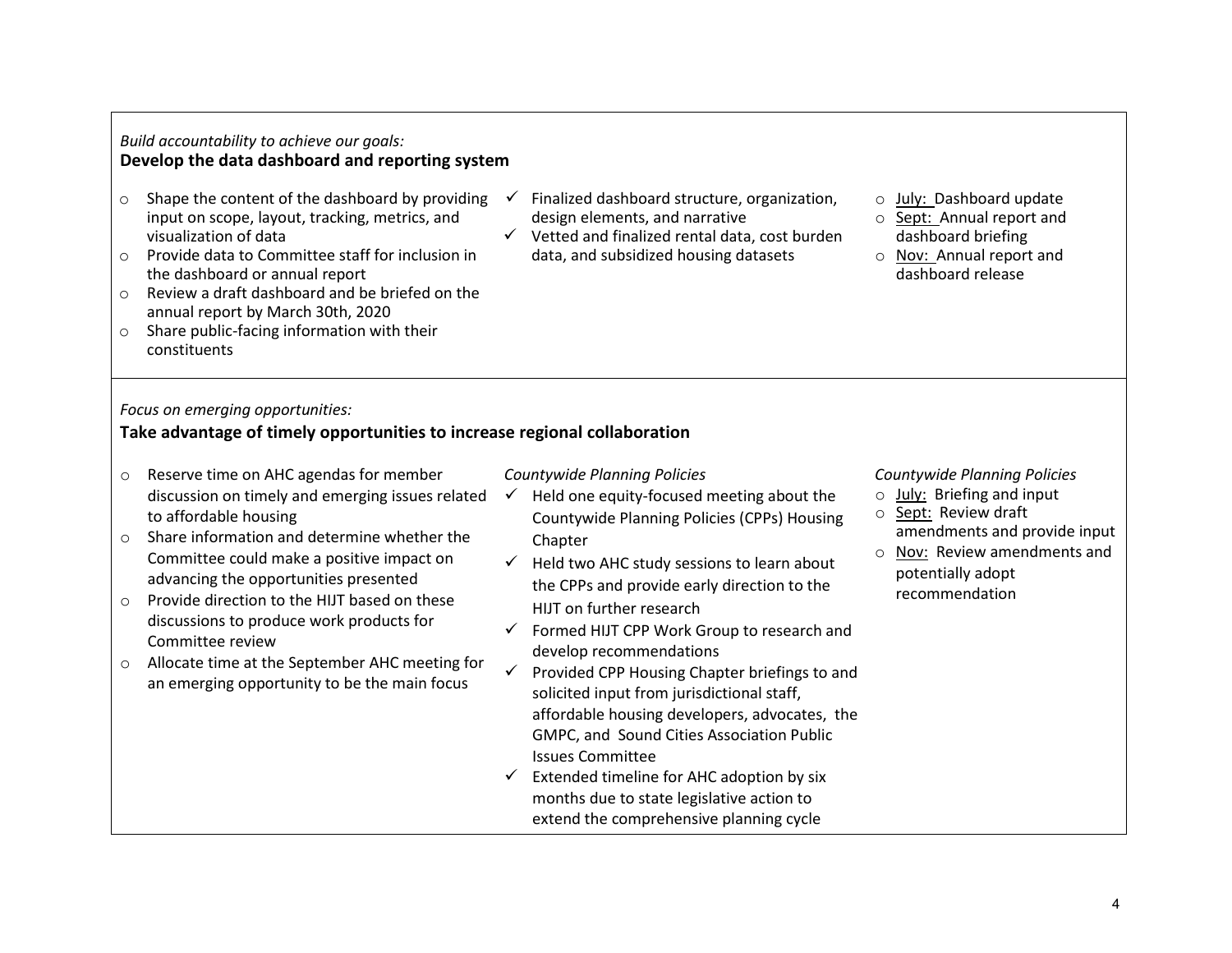| | | |
|---|---|---|
| *Build accountability to achieve our goals:*<br>**Develop the data dashboard and reporting system** | | |
| ○ Shape the content of the dashboard by providing input on scope, layout, tracking, metrics, and visualization of data<br>○ Provide data to Committee staff for inclusion in the dashboard or annual report<br>○ Review a draft dashboard and be briefed on the annual report by March 30th, 2020<br>○ Share public-facing information with their constituents | ✓ Finalized dashboard structure, organization, design elements, and narrative<br>✓ Vetted and finalized rental data, cost burden data, and subsidized housing datasets | ○ July: Dashboard update<br>○ Sept: Annual report and dashboard briefing<br>○ Nov: Annual report and dashboard release |
| *Focus on emerging opportunities:*<br>**Take advantage of timely opportunities to increase regional collaboration** | | |
| ○ Reserve time on AHC agendas for member discussion on timely and emerging issues related to affordable housing<br>○ Share information and determine whether the Committee could make a positive impact on advancing the opportunities presented<br>○ Provide direction to the HIJT based on these discussions to produce work products for Committee review<br>○ Allocate time at the September AHC meeting for an emerging opportunity to be the main focus | *Countywide Planning Policies*<br>✓ Held one equity-focused meeting about the Countywide Planning Policies (CPPs) Housing Chapter<br>✓ Held two AHC study sessions to learn about the CPPs and provide early direction to the HIJT on further research<br>✓ Formed HIJT CPP Work Group to research and develop recommendations<br>✓ Provided CPP Housing Chapter briefings to and solicited input from jurisdictional staff, affordable housing developers, advocates, the GMPC, and Sound Cities Association Public Issues Committee<br>✓ Extended timeline for AHC adoption by six months due to state legislative action to extend the comprehensive planning cycle | *Countywide Planning Policies*<br>○ July: Briefing and input<br>○ Sept: Review draft amendments and provide input<br>○ Nov: Review amendments and potentially adopt recommendation |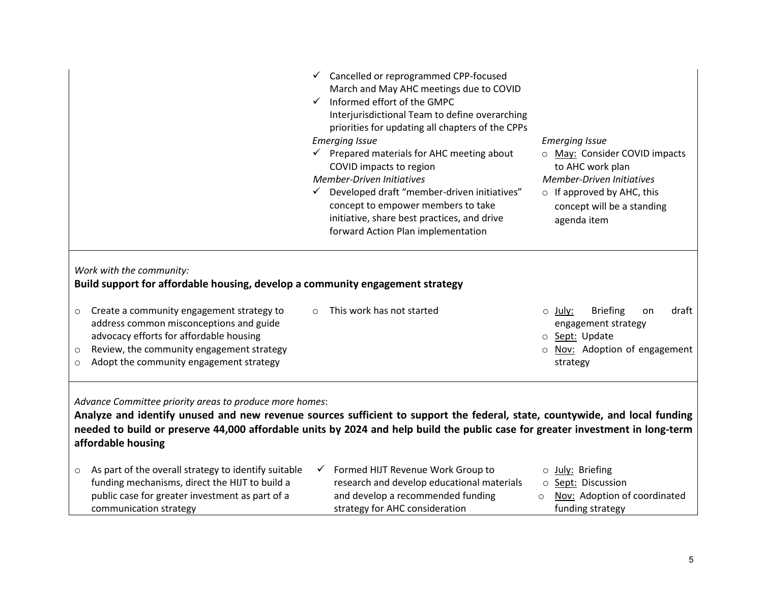| | | |
|---|---|---|
| | ✓ Cancelled or reprogrammed CPP-focused March and May AHC meetings due to COVID<br>✓ Informed effort of the GMPC Interjurisdictional Team to define overarching priorities for updating all chapters of the CPPs<br>*Emerging Issue*<br>✓ Prepared materials for AHC meeting about COVID impacts to region<br>*Member-Driven Initiatives*<br>✓ Developed draft "member-driven initiatives" concept to empower members to take initiative, share best practices, and drive forward Action Plan implementation | *Emerging Issue*<br>○ May: Consider COVID impacts to AHC work plan<br>*Member-Driven Initiatives*<br>○ If approved by AHC, this concept will be a standing agenda item |
| *Work with the community:*<br>**Build support for affordable housing, develop a community engagement strategy** | | |
| ○ Create a community engagement strategy to address common misconceptions and guide advocacy efforts for affordable housing<br>○ Review, the community engagement strategy<br>○ Adopt the community engagement strategy | ○ This work has not started | ○ July: Briefing on draft engagement strategy<br>○ Sept: Update<br>○ Nov: Adoption of engagement strategy |
| *Advance Committee priority areas to produce more homes*:<br>**Analyze and identify unused and new revenue sources sufficient to support the federal, state, countywide, and local funding needed to build or preserve 44,000 affordable units by 2024 and help build the public case for greater investment in long-term affordable housing** | | |
| ○ As part of the overall strategy to identify suitable funding mechanisms, direct the HIJT to build a public case for greater investment as part of a communication strategy | ✓ Formed HIJT Revenue Work Group to research and develop educational materials and develop a recommended funding strategy for AHC consideration | ○ July: Briefing<br>○ Sept: Discussion<br>○ Nov: Adoption of coordinated funding strategy |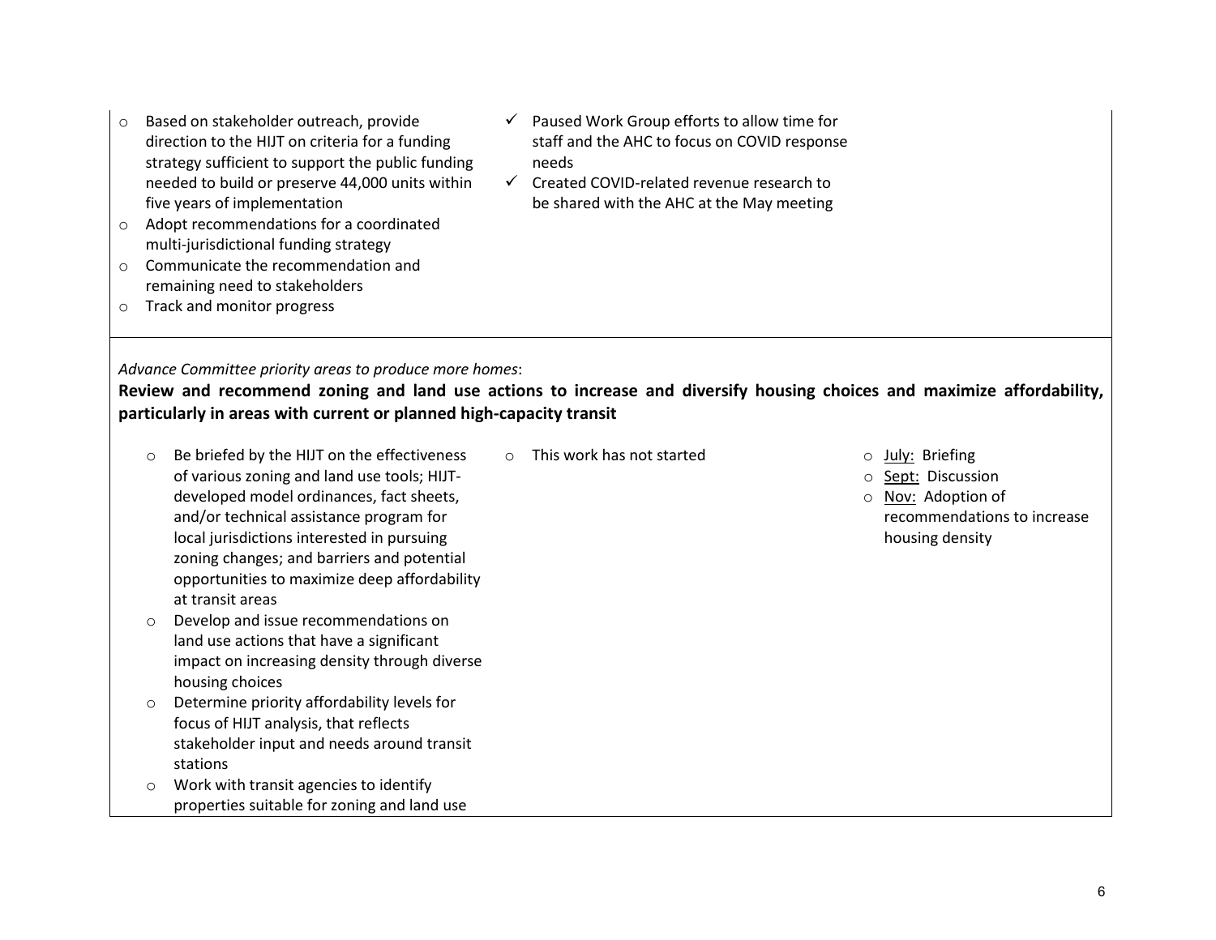| | | |
|---|---|---|
| ○ Based on stakeholder outreach, provide direction to the HIJT on criteria for a funding strategy sufficient to support the public funding needed to build or preserve 44,000 units within five years of implementation<br>○ Adopt recommendations for a coordinated multi-jurisdictional funding strategy<br>○ Communicate the recommendation and remaining need to stakeholders<br>○ Track and monitor progress | ✓ Paused Work Group efforts to allow time for staff and the AHC to focus on COVID response needs<br>✓ Created COVID-related revenue research to be shared with the AHC at the May meeting | |
| *Advance Committee priority areas to produce more homes*:<br>**Review and recommend zoning and land use actions to increase and diversify housing choices and maximize affordability, particularly in areas with current or planned high-capacity transit** | | |
| ○ Be briefed by the HIJT on the effectiveness of various zoning and land use tools; HIJT-developed model ordinances, fact sheets, and/or technical assistance program for local jurisdictions interested in pursuing zoning changes; and barriers and potential opportunities to maximize deep affordability at transit areas<br>○ Develop and issue recommendations on land use actions that have a significant impact on increasing density through diverse housing choices<br>○ Determine priority affordability levels for focus of HIJT analysis, that reflects stakeholder input and needs around transit stations<br>○ Work with transit agencies to identify properties suitable for zoning and land use | ○ This work has not started | ○ July: Briefing<br>○ Sept: Discussion<br>○ Nov: Adoption of recommendations to increase housing density |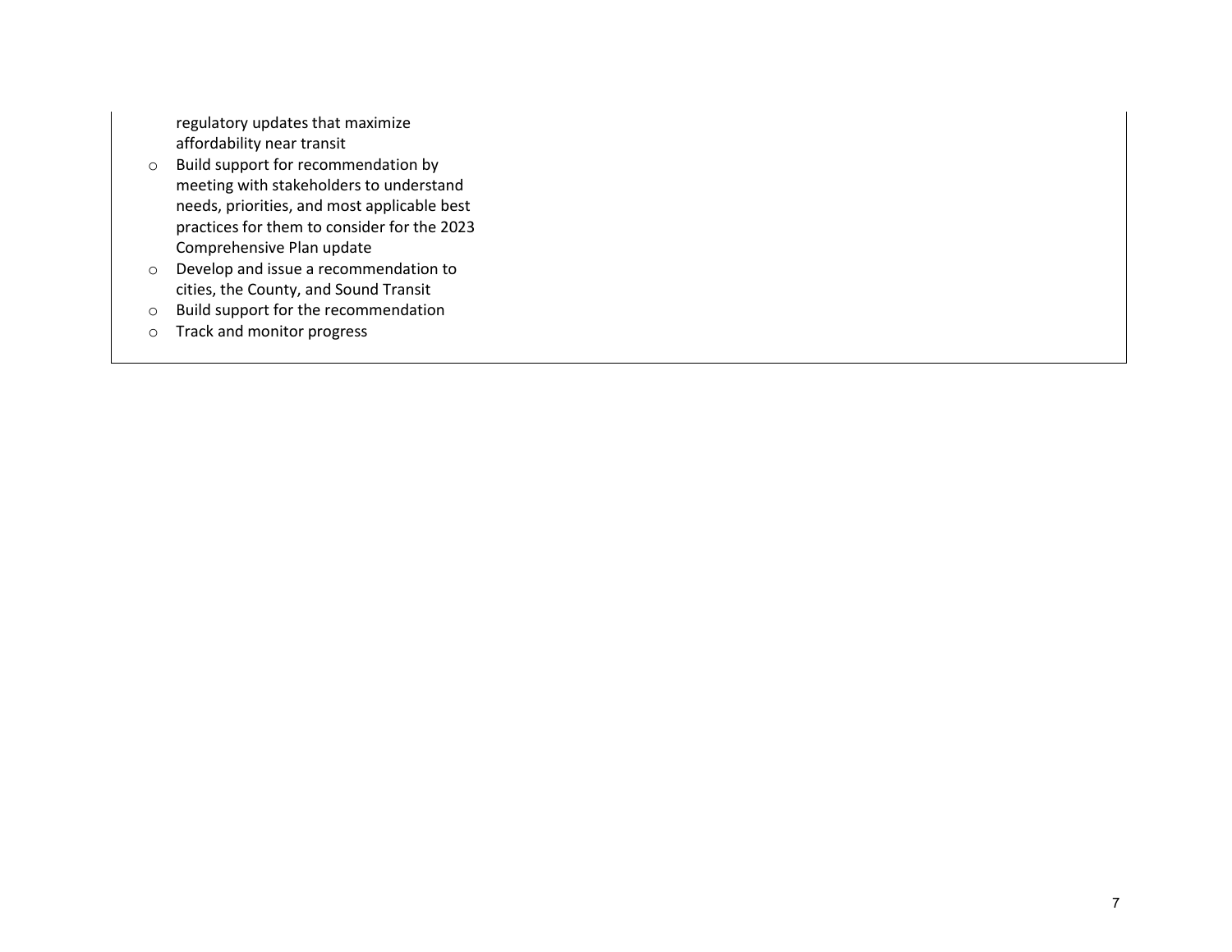regulatory updates that maximize affordability near transit

- Build support for recommendation by meeting with stakeholders to understand needs, priorities, and most applicable best practices for them to consider for the 2023 Comprehensive Plan update
- Develop and issue a recommendation to cities, the County, and Sound Transit
- Build support for the recommendation
- Track and monitor progress